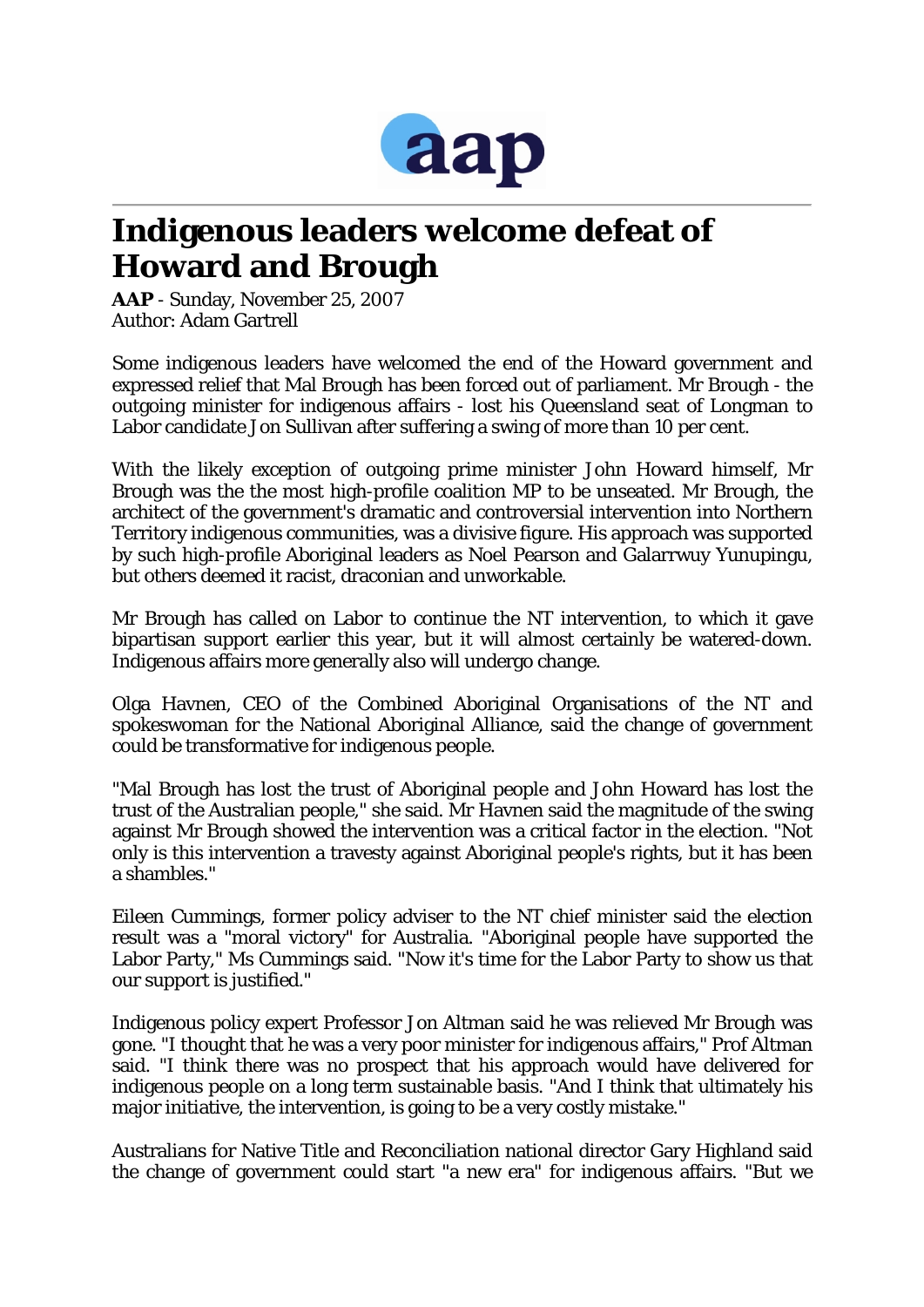# Indigenous leaders welcome defeat of Howard and Brough

**AAP** - Sunday, November 25, 2007
Author: Adam Gartrell

Some indigenous leaders have welcomed the end of the Howard government and expressed relief that Mal Brough has been forced out of parliament. Mr Brough - the outgoing minister for indigenous affairs - lost his Queensland seat of Longman to Labor candidate Jon Sullivan after suffering a swing of more than 10 per cent.

With the likely exception of outgoing prime minister John Howard himself, Mr Brough was the the most high-profile coalition MP to be unseated. Mr Brough, the architect of the government's dramatic and controversial intervention into Northern Territory indigenous communities, was a divisive figure. His approach was supported by such high-profile Aboriginal leaders as Noel Pearson and Galarrwuy Yunupingu, but others deemed it racist, draconian and unworkable.

Mr Brough has called on Labor to continue the NT intervention, to which it gave bipartisan support earlier this year, but it will almost certainly be watered-down. Indigenous affairs more generally also will undergo change.

Olga Havnen, CEO of the Combined Aboriginal Organisations of the NT and spokeswoman for the National Aboriginal Alliance, said the change of government could be transformative for indigenous people.

"Mal Brough has lost the trust of Aboriginal people and John Howard has lost the trust of the Australian people," she said. Mr Havnen said the magnitude of the swing against Mr Brough showed the intervention was a critical factor in the election. "Not only is this intervention a travesty against Aboriginal people's rights, but it has been a shambles."

Eileen Cummings, former policy adviser to the NT chief minister said the election result was a "moral victory" for Australia. "Aboriginal people have supported the Labor Party," Ms Cummings said. "Now it's time for the Labor Party to show us that our support is justified."

Indigenous policy expert Professor Jon Altman said he was relieved Mr Brough was gone. "I thought that he was a very poor minister for indigenous affairs," Prof Altman said. "I think there was no prospect that his approach would have delivered for indigenous people on a long term sustainable basis. "And I think that ultimately his major initiative, the intervention, is going to be a very costly mistake."

Australians for Native Title and Reconciliation national director Gary Highland said the change of government could start "a new era" for indigenous affairs. "But we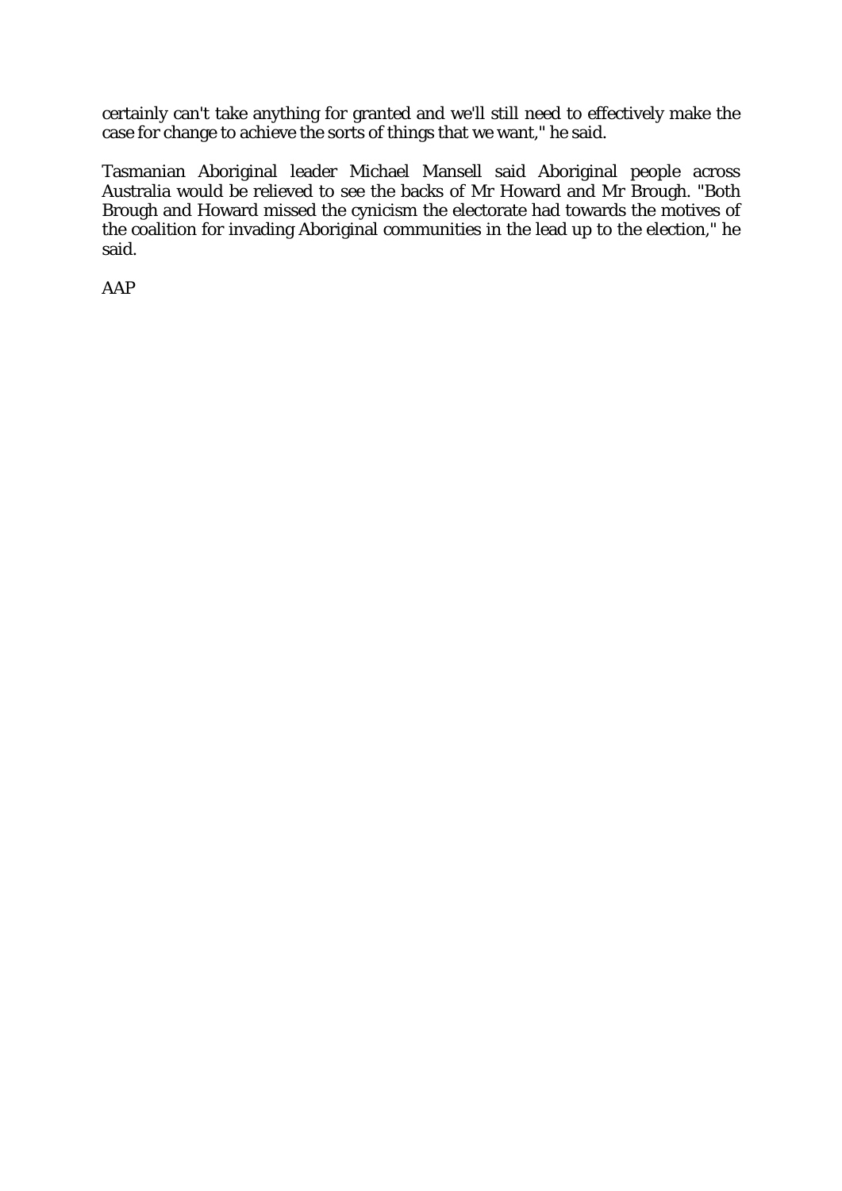certainly can't take anything for granted and we'll still need to effectively make the case for change to achieve the sorts of things that we want," he said.

Tasmanian Aboriginal leader Michael Mansell said Aboriginal people across Australia would be relieved to see the backs of Mr Howard and Mr Brough. "Both Brough and Howard missed the cynicism the electorate had towards the motives of the coalition for invading Aboriginal communities in the lead up to the election," he said.

AAP